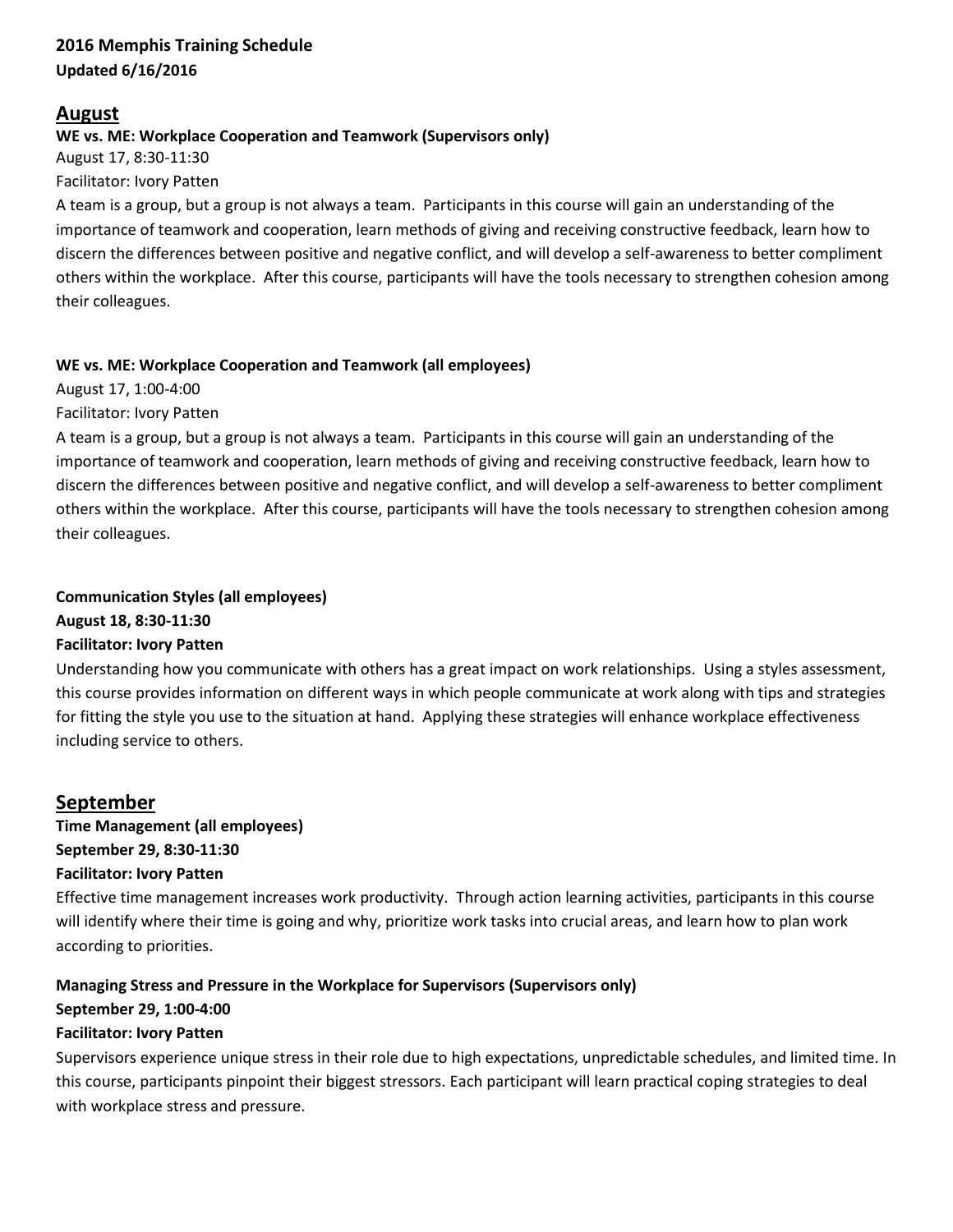**2016 Memphis Training Schedule**
**Updated 6/16/2016**

## August

**WE vs. ME: Workplace Cooperation and Teamwork (Supervisors only)**
August 17, 8:30-11:30
Facilitator: Ivory Patten
A team is a group, but a group is not always a team. Participants in this course will gain an understanding of the importance of teamwork and cooperation, learn methods of giving and receiving constructive feedback, learn how to discern the differences between positive and negative conflict, and will develop a self-awareness to better compliment others within the workplace. After this course, participants will have the tools necessary to strengthen cohesion among their colleagues.

**WE vs. ME: Workplace Cooperation and Teamwork (all employees)**
August 17, 1:00-4:00
Facilitator: Ivory Patten
A team is a group, but a group is not always a team. Participants in this course will gain an understanding of the importance of teamwork and cooperation, learn methods of giving and receiving constructive feedback, learn how to discern the differences between positive and negative conflict, and will develop a self-awareness to better compliment others within the workplace. After this course, participants will have the tools necessary to strengthen cohesion among their colleagues.

**Communication Styles (all employees)**
**August 18, 8:30-11:30**
**Facilitator: Ivory Patten**
Understanding how you communicate with others has a great impact on work relationships. Using a styles assessment, this course provides information on different ways in which people communicate at work along with tips and strategies for fitting the style you use to the situation at hand. Applying these strategies will enhance workplace effectiveness including service to others.

## September

**Time Management (all employees)**
**September 29, 8:30-11:30**
**Facilitator: Ivory Patten**
Effective time management increases work productivity. Through action learning activities, participants in this course will identify where their time is going and why, prioritize work tasks into crucial areas, and learn how to plan work according to priorities.

**Managing Stress and Pressure in the Workplace for Supervisors (Supervisors only)**
**September 29, 1:00-4:00**
**Facilitator: Ivory Patten**
Supervisors experience unique stress in their role due to high expectations, unpredictable schedules, and limited time. In this course, participants pinpoint their biggest stressors. Each participant will learn practical coping strategies to deal with workplace stress and pressure.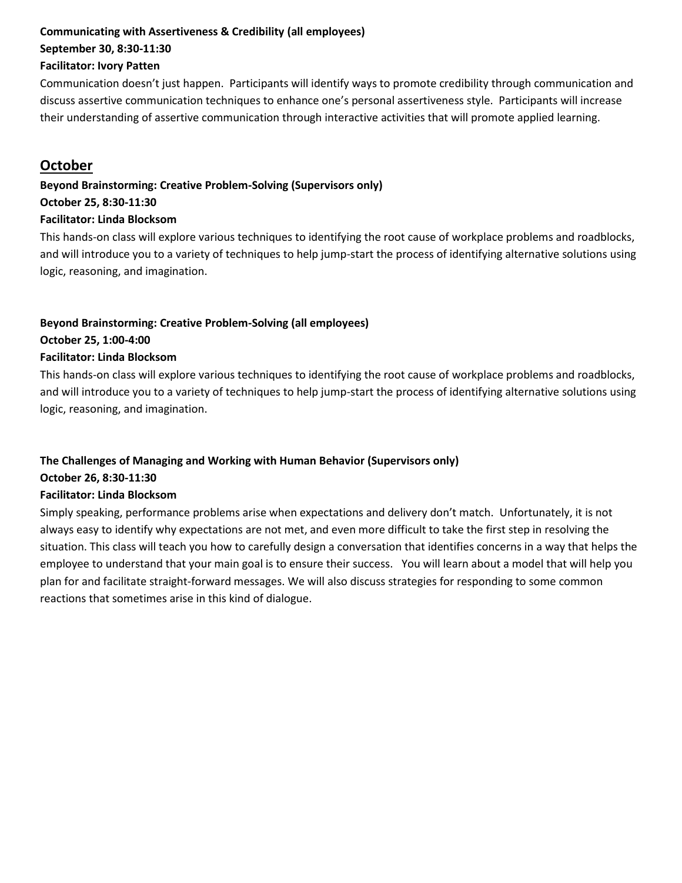**Communicating with Assertiveness & Credibility (all employees)**
**September 30, 8:30-11:30**
**Facilitator: Ivory Patten**

Communication doesn't just happen. Participants will identify ways to promote credibility through communication and discuss assertive communication techniques to enhance one's personal assertiveness style. Participants will increase their understanding of assertive communication through interactive activities that will promote applied learning.

## October

**Beyond Brainstorming: Creative Problem-Solving (Supervisors only)**
**October 25, 8:30-11:30**
**Facilitator: Linda Blocksom**

This hands-on class will explore various techniques to identifying the root cause of workplace problems and roadblocks, and will introduce you to a variety of techniques to help jump-start the process of identifying alternative solutions using logic, reasoning, and imagination.

**Beyond Brainstorming: Creative Problem-Solving (all employees)**
**October 25, 1:00-4:00**
**Facilitator: Linda Blocksom**

This hands-on class will explore various techniques to identifying the root cause of workplace problems and roadblocks, and will introduce you to a variety of techniques to help jump-start the process of identifying alternative solutions using logic, reasoning, and imagination.

**The Challenges of Managing and Working with Human Behavior (Supervisors only)**
**October 26, 8:30-11:30**
**Facilitator: Linda Blocksom**

Simply speaking, performance problems arise when expectations and delivery don't match. Unfortunately, it is not always easy to identify why expectations are not met, and even more difficult to take the first step in resolving the situation. This class will teach you how to carefully design a conversation that identifies concerns in a way that helps the employee to understand that your main goal is to ensure their success. You will learn about a model that will help you plan for and facilitate straight-forward messages. We will also discuss strategies for responding to some common reactions that sometimes arise in this kind of dialogue.